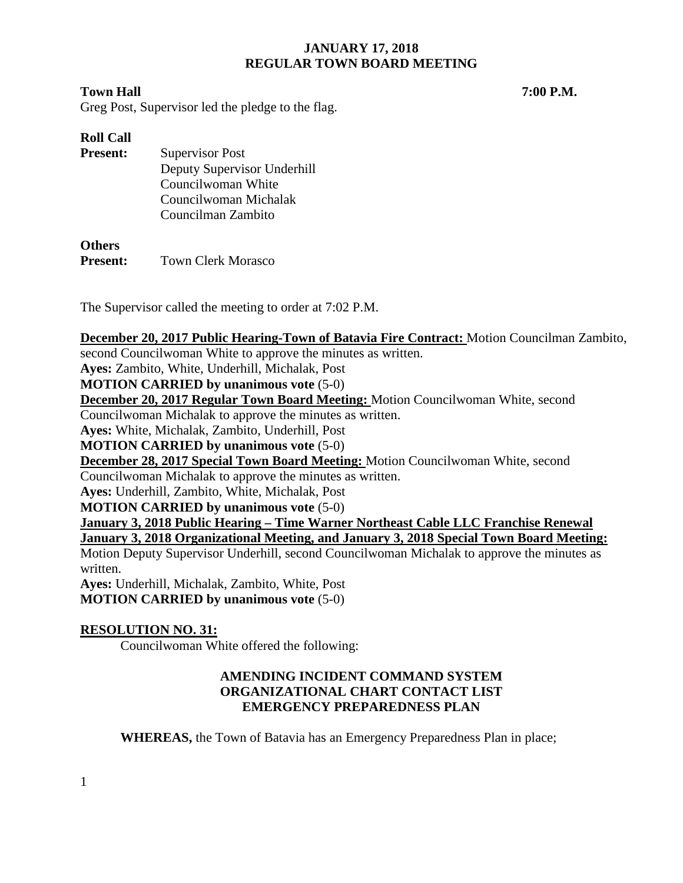# JANUARY 17, 2018
# REGULAR TOWN BOARD MEETING

**Town Hall** **7:00 P.M.**

Greg Post, Supervisor led the pledge to the flag.

**Roll Call**

**Present:** Supervisor Post
Deputy Supervisor Underhill
Councilwoman White
Councilwoman Michalak
Councilman Zambito

**Others**
**Present:** Town Clerk Morasco

The Supervisor called the meeting to order at 7:02 P.M.

**December 20, 2017 Public Hearing-Town of Batavia Fire Contract:** Motion Councilman Zambito, second Councilwoman White to approve the minutes as written.
**Ayes:** Zambito, White, Underhill, Michalak, Post
**MOTION CARRIED by unanimous vote** (5-0)
**December 20, 2017 Regular Town Board Meeting:** Motion Councilwoman White, second Councilwoman Michalak to approve the minutes as written.
**Ayes:** White, Michalak, Zambito, Underhill, Post
**MOTION CARRIED by unanimous vote** (5-0)
**December 28, 2017 Special Town Board Meeting:** Motion Councilwoman White, second Councilwoman Michalak to approve the minutes as written.
**Ayes:** Underhill, Zambito, White, Michalak, Post
**MOTION CARRIED by unanimous vote** (5-0)
**January 3, 2018 Public Hearing – Time Warner Northeast Cable LLC Franchise Renewal January 3, 2018 Organizational Meeting, and January 3, 2018 Special Town Board Meeting:** Motion Deputy Supervisor Underhill, second Councilwoman Michalak to approve the minutes as written.
**Ayes:** Underhill, Michalak, Zambito, White, Post
**MOTION CARRIED by unanimous vote** (5-0)

**RESOLUTION NO. 31:**

Councilwoman White offered the following:

**AMENDING INCIDENT COMMAND SYSTEM ORGANIZATIONAL CHART CONTACT LIST EMERGENCY PREPAREDNESS PLAN**

**WHEREAS,** the Town of Batavia has an Emergency Preparedness Plan in place;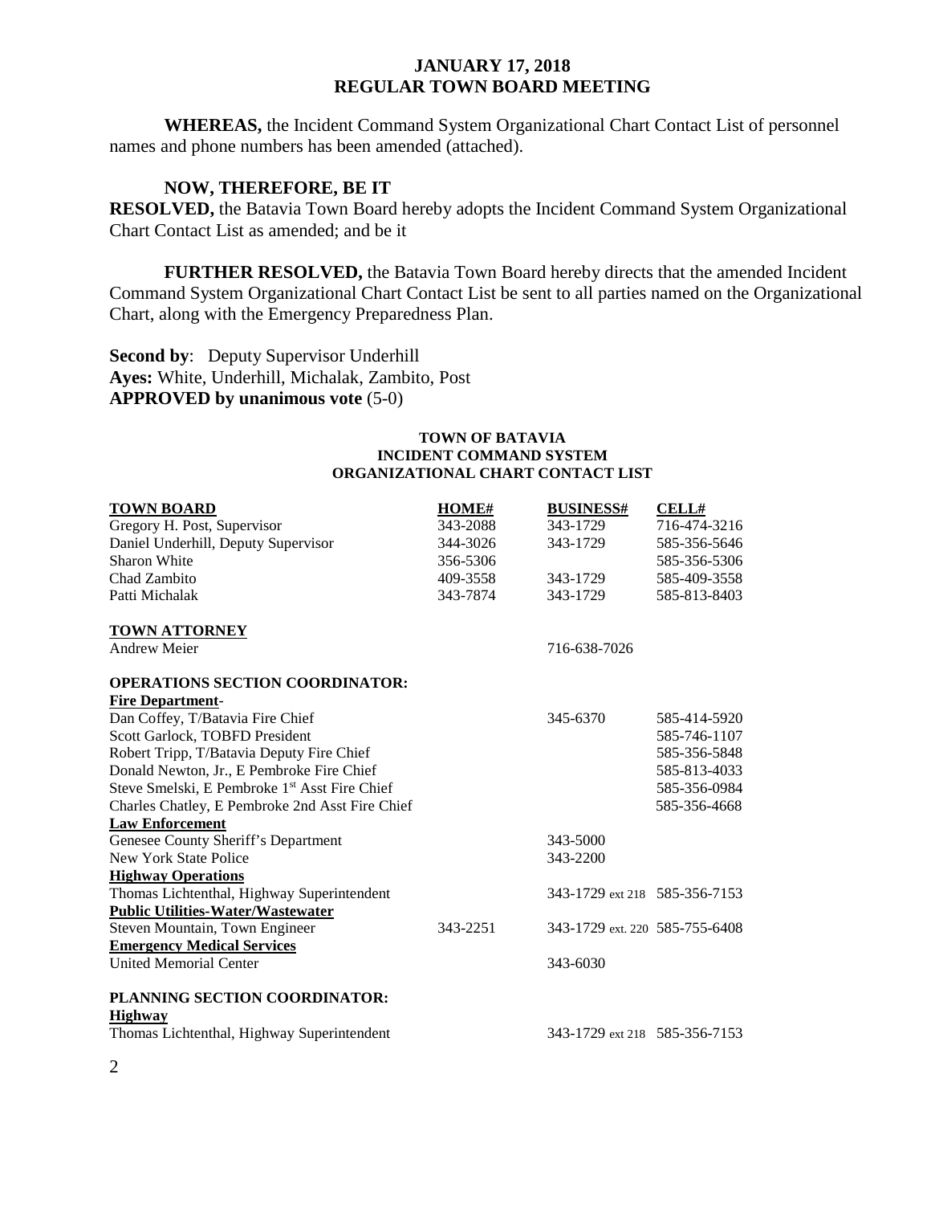**WHEREAS,** the Incident Command System Organizational Chart Contact List of personnel names and phone numbers has been amended (attached).

**NOW, THEREFORE, BE IT**
**RESOLVED,** the Batavia Town Board hereby adopts the Incident Command System Organizational Chart Contact List as amended; and be it

**FURTHER RESOLVED,** the Batavia Town Board hereby directs that the amended Incident Command System Organizational Chart Contact List be sent to all parties named on the Organizational Chart, along with the Emergency Preparedness Plan.

**Second by**: Deputy Supervisor Underhill
**Ayes:** White, Underhill, Michalak, Zambito, Post
**APPROVED by unanimous vote** (5-0)

**TOWN OF BATAVIA**
**INCIDENT COMMAND SYSTEM**
**ORGANIZATIONAL CHART CONTACT LIST**

| **TOWN BOARD** | **HOME#** | **BUSINESS#** | **CELL#** |
|---|---|---|---|
| Gregory H. Post, Supervisor | 343-2088 | 343-1729 | 716-474-3216 |
| Daniel Underhill, Deputy Supervisor | 344-3026 | 343-1729 | 585-356-5646 |
| Sharon White | 356-5306 | | 585-356-5306 |
| Chad Zambito | 409-3558 | 343-1729 | 585-409-3558 |
| Patti Michalak | 343-7874 | 343-1729 | 585-813-8403 |
| **TOWN ATTORNEY** | | | |
| Andrew Meier | | 716-638-7026 | |
| **OPERATIONS SECTION COORDINATOR:** | | | |
| **Fire Department**- | | | |
| Dan Coffey, T/Batavia Fire Chief | | 345-6370 | 585-414-5920 |
| Scott Garlock, TOBFD President | | | 585-746-1107 |
| Robert Tripp, T/Batavia Deputy Fire Chief | | | 585-356-5848 |
| Donald Newton, Jr., E Pembroke Fire Chief | | | 585-813-4033 |
| Steve Smelski, E Pembroke 1st Asst Fire Chief | | | 585-356-0984 |
| Charles Chatley, E Pembroke 2nd Asst Fire Chief | | | 585-356-4668 |
| **Law Enforcement** | | | |
| Genesee County Sheriff's Department | | 343-5000 | |
| New York State Police | | 343-2200 | |
| **Highway Operations** | | | |
| Thomas Lichtenthal, Highway Superintendent | | 343-1729 ext 218 | 585-356-7153 |
| **Public Utilities-Water/Wastewater** | | | |
| Steven Mountain, Town Engineer | 343-2251 | 343-1729 ext. 220 | 585-755-6408 |
| **Emergency Medical Services** | | | |
| United Memorial Center | | 343-6030 | |
| **PLANNING SECTION COORDINATOR:** | | | |
| **Highway** | | | |
| Thomas Lichtenthal, Highway Superintendent | | 343-1729 ext 218 | 585-356-7153 |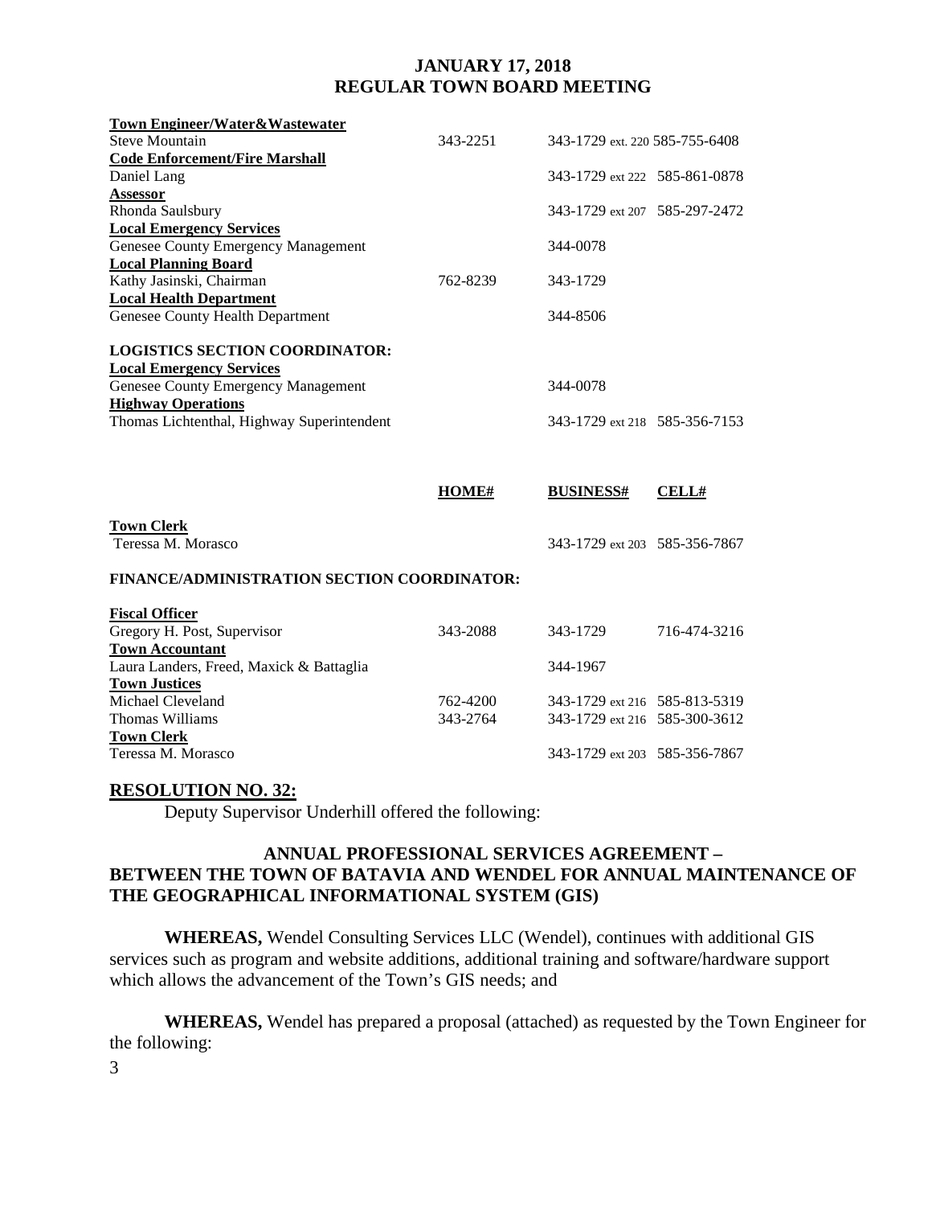| | | | |
|---|---|---|---|
| **Town Engineer/Water&Wastewater** | | | |
| Steve Mountain | 343-2251 | 343-1729 ext. 220 | 585-755-6408 |
| **Code Enforcement/Fire Marshall** | | | |
| Daniel Lang | | 343-1729 ext 222 | 585-861-0878 |
| **Assessor** | | | |
| Rhonda Saulsbury | | 343-1729 ext 207 | 585-297-2472 |
| **Local Emergency Services** | | | |
| Genesee County Emergency Management | | 344-0078 | |
| **Local Planning Board** | | | |
| Kathy Jasinski, Chairman | 762-8239 | 343-1729 | |
| **Local Health Department** | | | |
| Genesee County Health Department | | 344-8506 | |
| **LOGISTICS SECTION COORDINATOR:** | | | |
| **Local Emergency Services** | | | |
| Genesee County Emergency Management | | 344-0078 | |
| **Highway Operations** | | | |
| Thomas Lichtenthal, Highway Superintendent | | 343-1729 ext 218 | 585-356-7153 |

| | HOME# | BUSINESS# | CELL# |
|---|---|---|---|
| **Town Clerk** | | | |
| Teressa M. Morasco | | 343-1729 ext 203 | 585-356-7867 |
| **FINANCE/ADMINISTRATION SECTION COORDINATOR:** | | | |
| **Fiscal Officer** | | | |
| Gregory H. Post, Supervisor | 343-2088 | 343-1729 | 716-474-3216 |
| **Town Accountant** | | | |
| Laura Landers, Freed, Maxick & Battaglia | | 344-1967 | |
| **Town Justices** | | | |
| Michael Cleveland | 762-4200 | 343-1729 ext 216 | 585-813-5319 |
| Thomas Williams | 343-2764 | 343-1729 ext 216 | 585-300-3612 |
| **Town Clerk** | | | |
| Teressa M. Morasco | | 343-1729 ext 203 | 585-356-7867 |

## RESOLUTION NO. 32:

Deputy Supervisor Underhill offered the following:

### ANNUAL PROFESSIONAL SERVICES AGREEMENT – BETWEEN THE TOWN OF BATAVIA AND WENDEL FOR ANNUAL MAINTENANCE OF THE GEOGRAPHICAL INFORMATIONAL SYSTEM (GIS)

**WHEREAS,** Wendel Consulting Services LLC (Wendel), continues with additional GIS services such as program and website additions, additional training and software/hardware support which allows the advancement of the Town's GIS needs; and

**WHEREAS,** Wendel has prepared a proposal (attached) as requested by the Town Engineer for the following: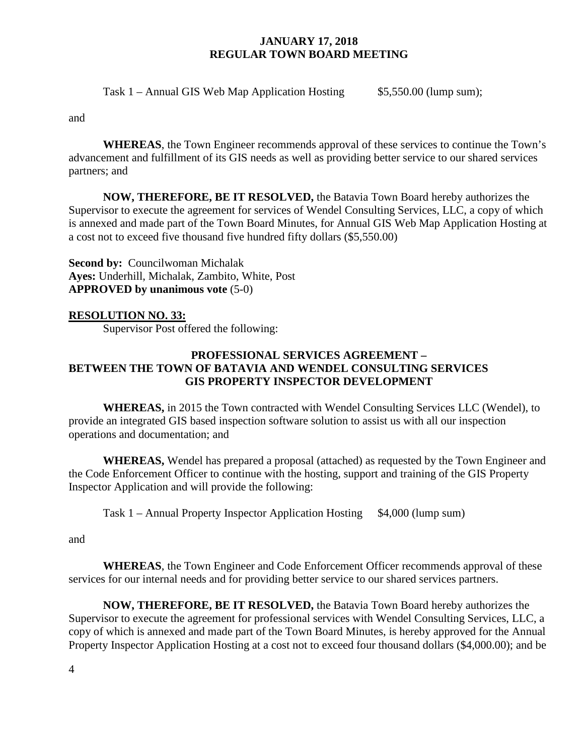Task 1 – Annual GIS Web Map Application Hosting $5,550.00 (lump sum);

and

**WHEREAS**, the Town Engineer recommends approval of these services to continue the Town's advancement and fulfillment of its GIS needs as well as providing better service to our shared services partners; and

**NOW, THEREFORE, BE IT RESOLVED,** the Batavia Town Board hereby authorizes the Supervisor to execute the agreement for services of Wendel Consulting Services, LLC, a copy of which is annexed and made part of the Town Board Minutes, for Annual GIS Web Map Application Hosting at a cost not to exceed five thousand five hundred fifty dollars ($5,550.00)

**Second by:** Councilwoman Michalak
**Ayes:** Underhill, Michalak, Zambito, White, Post
**APPROVED by unanimous vote** (5-0)

**RESOLUTION NO. 33:**

Supervisor Post offered the following:

**PROFESSIONAL SERVICES AGREEMENT – BETWEEN THE TOWN OF BATAVIA AND WENDEL CONSULTING SERVICES GIS PROPERTY INSPECTOR DEVELOPMENT**

**WHEREAS,** in 2015 the Town contracted with Wendel Consulting Services LLC (Wendel), to provide an integrated GIS based inspection software solution to assist us with all our inspection operations and documentation; and

**WHEREAS,** Wendel has prepared a proposal (attached) as requested by the Town Engineer and the Code Enforcement Officer to continue with the hosting, support and training of the GIS Property Inspector Application and will provide the following:

Task 1 – Annual Property Inspector Application Hosting $4,000 (lump sum)

and

**WHEREAS**, the Town Engineer and Code Enforcement Officer recommends approval of these services for our internal needs and for providing better service to our shared services partners.

**NOW, THEREFORE, BE IT RESOLVED,** the Batavia Town Board hereby authorizes the Supervisor to execute the agreement for professional services with Wendel Consulting Services, LLC, a copy of which is annexed and made part of the Town Board Minutes, is hereby approved for the Annual Property Inspector Application Hosting at a cost not to exceed four thousand dollars ($4,000.00); and be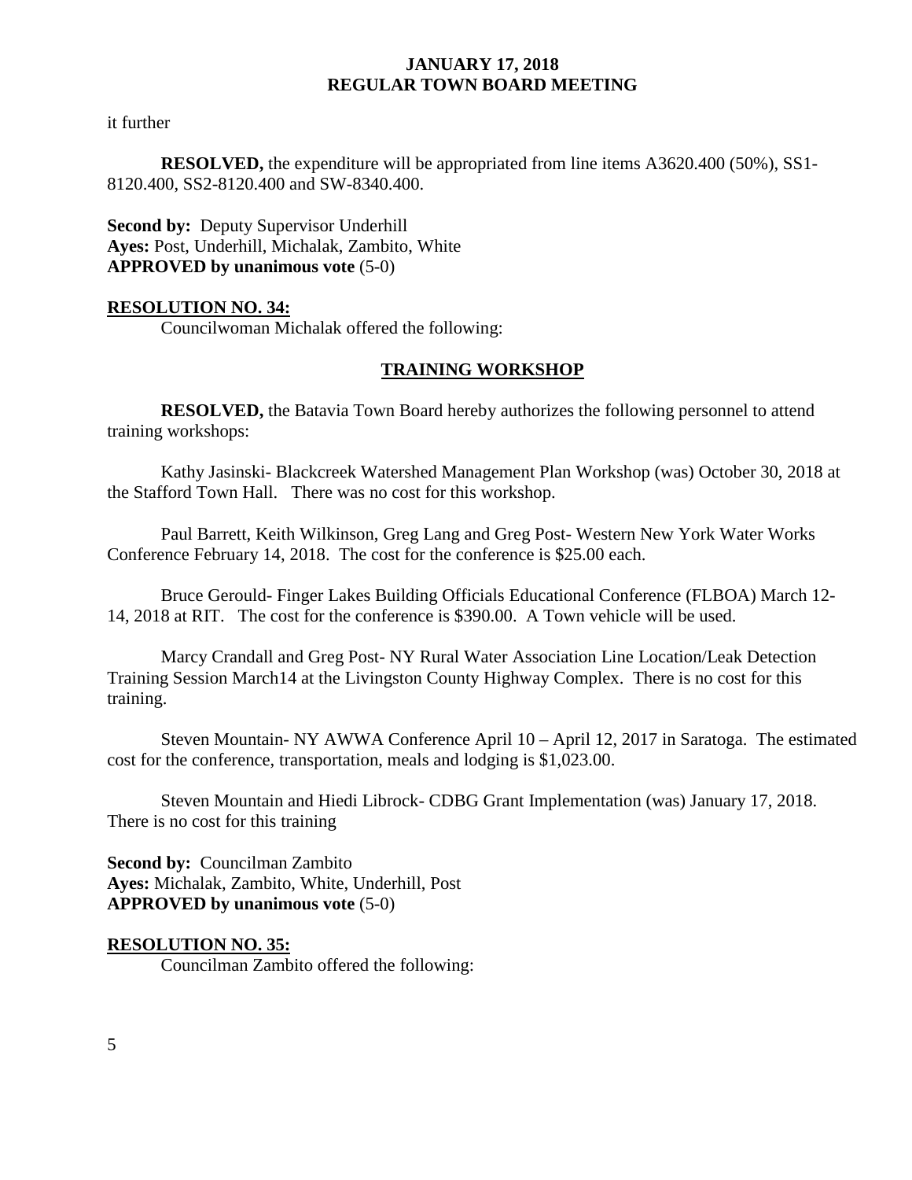it further

**RESOLVED,** the expenditure will be appropriated from line items A3620.400 (50%), SS1-8120.400, SS2-8120.400 and SW-8340.400.

**Second by:** Deputy Supervisor Underhill
**Ayes:** Post, Underhill, Michalak, Zambito, White
**APPROVED by unanimous vote** (5-0)

**RESOLUTION NO. 34:**

Councilwoman Michalak offered the following:

**TRAINING WORKSHOP**

**RESOLVED,** the Batavia Town Board hereby authorizes the following personnel to attend training workshops:

Kathy Jasinski- Blackcreek Watershed Management Plan Workshop (was) October 30, 2018 at the Stafford Town Hall. There was no cost for this workshop.

Paul Barrett, Keith Wilkinson, Greg Lang and Greg Post- Western New York Water Works Conference February 14, 2018. The cost for the conference is $25.00 each.

Bruce Gerould- Finger Lakes Building Officials Educational Conference (FLBOA) March 12-14, 2018 at RIT. The cost for the conference is $390.00. A Town vehicle will be used.

Marcy Crandall and Greg Post- NY Rural Water Association Line Location/Leak Detection Training Session March14 at the Livingston County Highway Complex. There is no cost for this training.

Steven Mountain- NY AWWA Conference April 10 – April 12, 2017 in Saratoga. The estimated cost for the conference, transportation, meals and lodging is $1,023.00.

Steven Mountain and Hiedi Librock- CDBG Grant Implementation (was) January 17, 2018. There is no cost for this training

**Second by:** Councilman Zambito
**Ayes:** Michalak, Zambito, White, Underhill, Post
**APPROVED by unanimous vote** (5-0)

**RESOLUTION NO. 35:**

Councilman Zambito offered the following: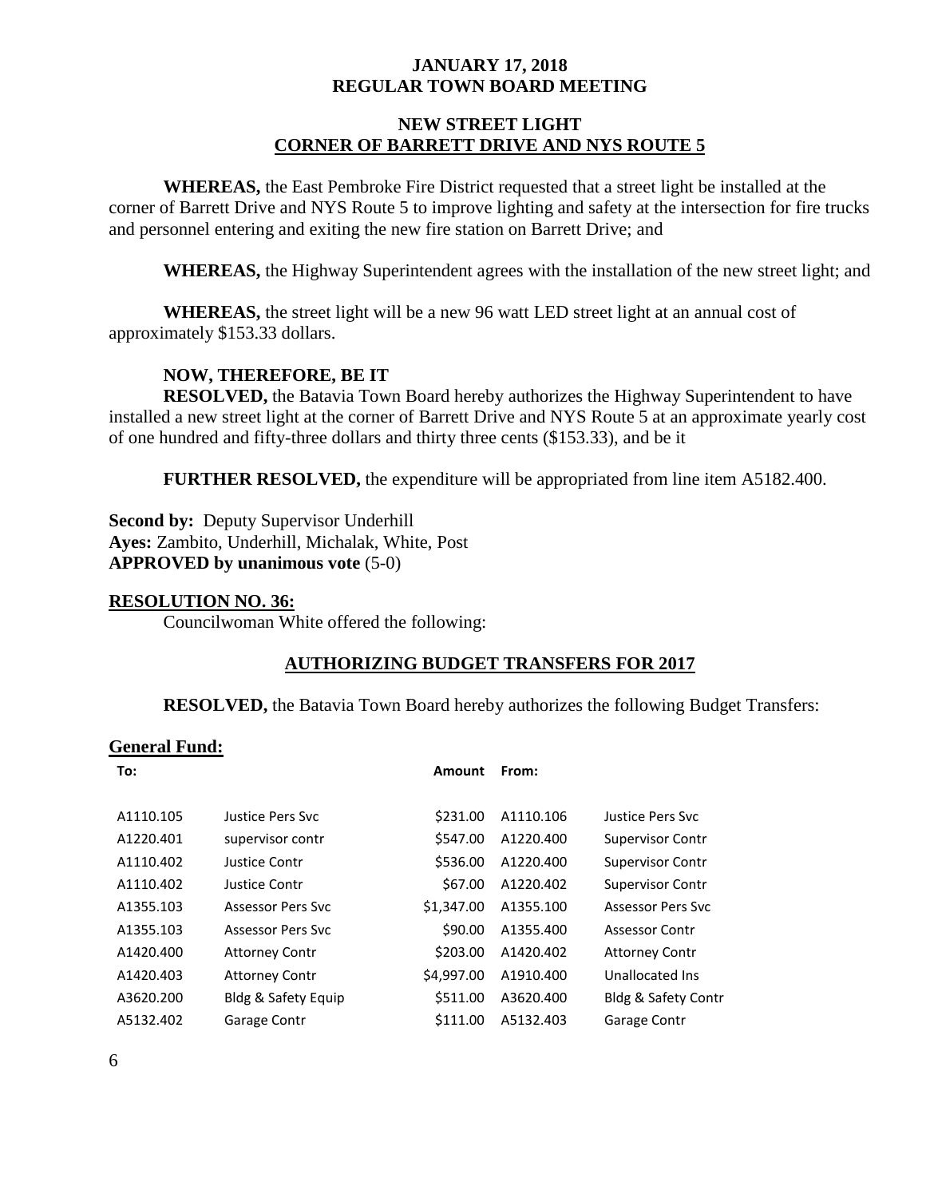**JANUARY 17, 2018**
**REGULAR TOWN BOARD MEETING**

## NEW STREET LIGHT
## CORNER OF BARRETT DRIVE AND NYS ROUTE 5

**WHEREAS,** the East Pembroke Fire District requested that a street light be installed at the corner of Barrett Drive and NYS Route 5 to improve lighting and safety at the intersection for fire trucks and personnel entering and exiting the new fire station on Barrett Drive; and

**WHEREAS,** the Highway Superintendent agrees with the installation of the new street light; and

**WHEREAS,** the street light will be a new 96 watt LED street light at an annual cost of approximately $153.33 dollars.

**NOW, THEREFORE, BE IT**
**RESOLVED,** the Batavia Town Board hereby authorizes the Highway Superintendent to have installed a new street light at the corner of Barrett Drive and NYS Route 5 at an approximate yearly cost of one hundred and fifty-three dollars and thirty three cents ($153.33), and be it

**FURTHER RESOLVED,** the expenditure will be appropriated from line item A5182.400.

**Second by:** Deputy Supervisor Underhill
**Ayes:** Zambito, Underhill, Michalak, White, Post
**APPROVED by unanimous vote** (5-0)

**RESOLUTION NO. 36:**
Councilwoman White offered the following:

## AUTHORIZING BUDGET TRANSFERS FOR 2017

**RESOLVED,** the Batavia Town Board hereby authorizes the following Budget Transfers:

**General Fund:**

| To: | | Amount | From: | |
|---|---|---|---|---|
| A1110.105 | Justice Pers Svc | $231.00 | A1110.106 | Justice Pers Svc |
| A1220.401 | supervisor contr | $547.00 | A1220.400 | Supervisor Contr |
| A1110.402 | Justice Contr | $536.00 | A1220.400 | Supervisor Contr |
| A1110.402 | Justice Contr | $67.00 | A1220.402 | Supervisor Contr |
| A1355.103 | Assessor Pers Svc | $1,347.00 | A1355.100 | Assessor Pers Svc |
| A1355.103 | Assessor Pers Svc | $90.00 | A1355.400 | Assessor Contr |
| A1420.400 | Attorney Contr | $203.00 | A1420.402 | Attorney Contr |
| A1420.403 | Attorney Contr | $4,997.00 | A1910.400 | Unallocated Ins |
| A3620.200 | Bldg & Safety Equip | $511.00 | A3620.400 | Bldg & Safety Contr |
| A5132.402 | Garage Contr | $111.00 | A5132.403 | Garage Contr |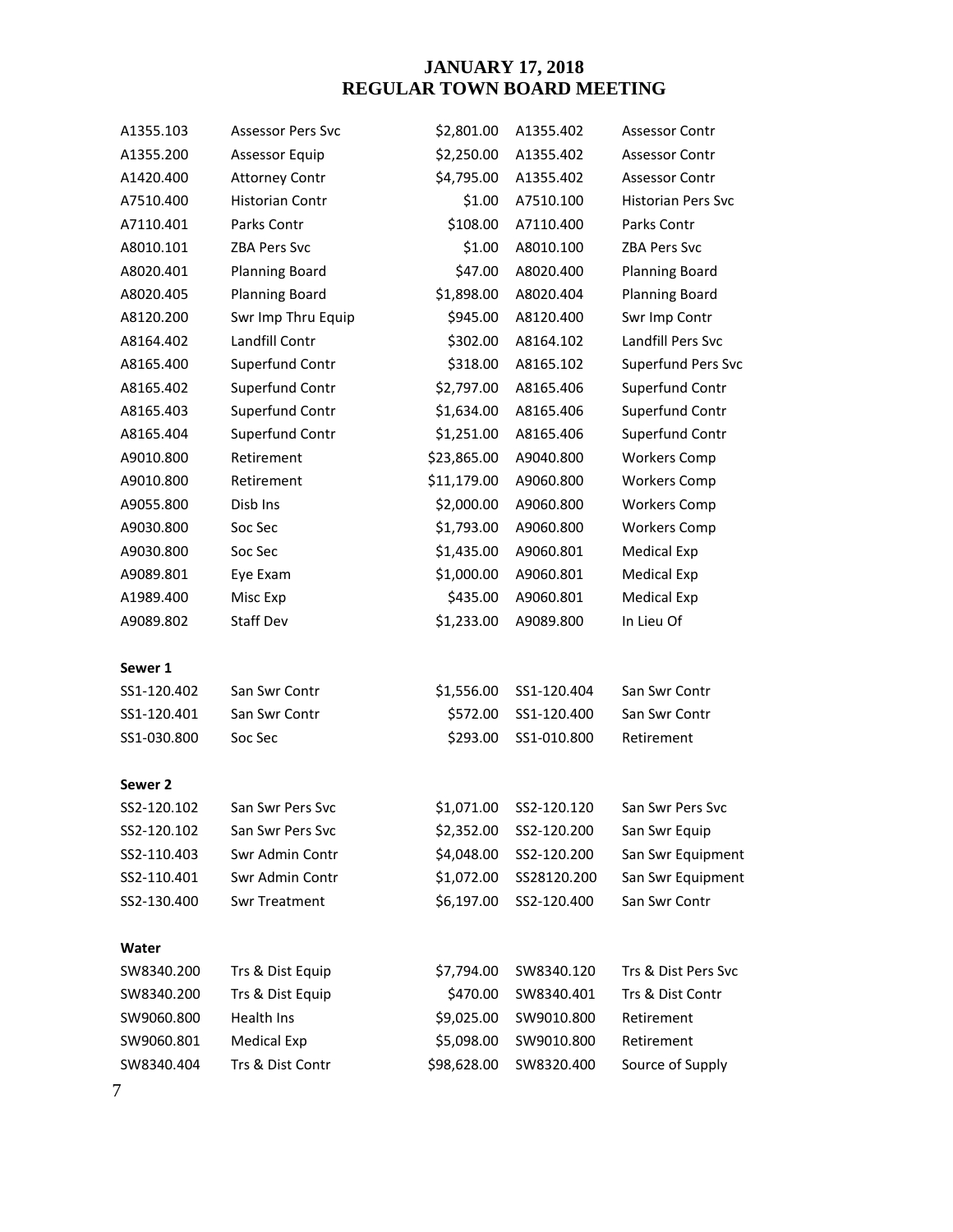# JANUARY 17, 2018
# REGULAR TOWN BOARD MEETING

| | | | | |
|---|---|---|---|---|
| A1355.103 | Assessor Pers Svc | $2,801.00 | A1355.402 | Assessor Contr |
| A1355.200 | Assessor Equip | $2,250.00 | A1355.402 | Assessor Contr |
| A1420.400 | Attorney Contr | $4,795.00 | A1355.402 | Assessor Contr |
| A7510.400 | Historian Contr | $1.00 | A7510.100 | Historian Pers Svc |
| A7110.401 | Parks Contr | $108.00 | A7110.400 | Parks Contr |
| A8010.101 | ZBA Pers Svc | $1.00 | A8010.100 | ZBA Pers Svc |
| A8020.401 | Planning Board | $47.00 | A8020.400 | Planning Board |
| A8020.405 | Planning Board | $1,898.00 | A8020.404 | Planning Board |
| A8120.200 | Swr Imp Thru Equip | $945.00 | A8120.400 | Swr Imp Contr |
| A8164.402 | Landfill Contr | $302.00 | A8164.102 | Landfill Pers Svc |
| A8165.400 | Superfund Contr | $318.00 | A8165.102 | Superfund Pers Svc |
| A8165.402 | Superfund Contr | $2,797.00 | A8165.406 | Superfund Contr |
| A8165.403 | Superfund Contr | $1,634.00 | A8165.406 | Superfund Contr |
| A8165.404 | Superfund Contr | $1,251.00 | A8165.406 | Superfund Contr |
| A9010.800 | Retirement | $23,865.00 | A9040.800 | Workers Comp |
| A9010.800 | Retirement | $11,179.00 | A9060.800 | Workers Comp |
| A9055.800 | Disb Ins | $2,000.00 | A9060.800 | Workers Comp |
| A9030.800 | Soc Sec | $1,793.00 | A9060.800 | Workers Comp |
| A9030.800 | Soc Sec | $1,435.00 | A9060.801 | Medical Exp |
| A9089.801 | Eye Exam | $1,000.00 | A9060.801 | Medical Exp |
| A1989.400 | Misc Exp | $435.00 | A9060.801 | Medical Exp |
| A9089.802 | Staff Dev | $1,233.00 | A9089.800 | In Lieu Of |

**Sewer 1**

| | | | | |
|---|---|---|---|---|
| SS1-120.402 | San Swr Contr | $1,556.00 | SS1-120.404 | San Swr Contr |
| SS1-120.401 | San Swr Contr | $572.00 | SS1-120.400 | San Swr Contr |
| SS1-030.800 | Soc Sec | $293.00 | SS1-010.800 | Retirement |

**Sewer 2**

| | | | | |
|---|---|---|---|---|
| SS2-120.102 | San Swr Pers Svc | $1,071.00 | SS2-120.120 | San Swr Pers Svc |
| SS2-120.102 | San Swr Pers Svc | $2,352.00 | SS2-120.200 | San Swr Equip |
| SS2-110.403 | Swr Admin Contr | $4,048.00 | SS2-120.200 | San Swr Equipment |
| SS2-110.401 | Swr Admin Contr | $1,072.00 | SS28120.200 | San Swr Equipment |
| SS2-130.400 | Swr Treatment | $6,197.00 | SS2-120.400 | San Swr Contr |

**Water**

| | | | | |
|---|---|---|---|---|
| SW8340.200 | Trs & Dist Equip | $7,794.00 | SW8340.120 | Trs & Dist Pers Svc |
| SW8340.200 | Trs & Dist Equip | $470.00 | SW8340.401 | Trs & Dist Contr |
| SW9060.800 | Health Ins | $9,025.00 | SW9010.800 | Retirement |
| SW9060.801 | Medical Exp | $5,098.00 | SW9010.800 | Retirement |
| SW8340.404 | Trs & Dist Contr | $98,628.00 | SW8320.400 | Source of Supply |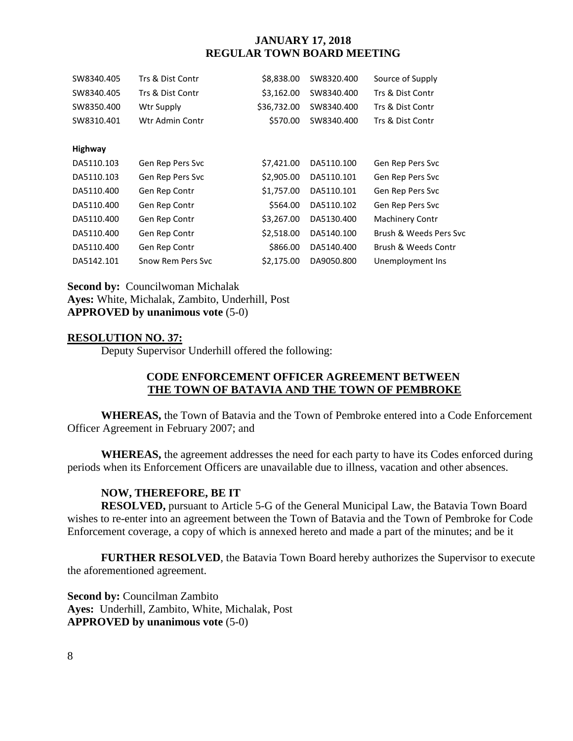| | | | | |
|---|---|---|---|---|
| SW8340.405 | Trs & Dist Contr | $8,838.00 | SW8320.400 | Source of Supply |
| SW8340.405 | Trs & Dist Contr | $3,162.00 | SW8340.400 | Trs & Dist Contr |
| SW8350.400 | Wtr Supply | $36,732.00 | SW8340.400 | Trs & Dist Contr |
| SW8310.401 | Wtr Admin Contr | $570.00 | SW8340.400 | Trs & Dist Contr |
| **Highway** | | | | |
| DA5110.103 | Gen Rep Pers Svc | $7,421.00 | DA5110.100 | Gen Rep Pers Svc |
| DA5110.103 | Gen Rep Pers Svc | $2,905.00 | DA5110.101 | Gen Rep Pers Svc |
| DA5110.400 | Gen Rep Contr | $1,757.00 | DA5110.101 | Gen Rep Pers Svc |
| DA5110.400 | Gen Rep Contr | $564.00 | DA5110.102 | Gen Rep Pers Svc |
| DA5110.400 | Gen Rep Contr | $3,267.00 | DA5130.400 | Machinery Contr |
| DA5110.400 | Gen Rep Contr | $2,518.00 | DA5140.100 | Brush & Weeds Pers Svc |
| DA5110.400 | Gen Rep Contr | $866.00 | DA5140.400 | Brush & Weeds Contr |
| DA5142.101 | Snow Rem Pers Svc | $2,175.00 | DA9050.800 | Unemployment Ins |

**Second by:** Councilwoman Michalak
**Ayes:** White, Michalak, Zambito, Underhill, Post
**APPROVED by unanimous vote** (5-0)

**RESOLUTION NO. 37:**

Deputy Supervisor Underhill offered the following:

**CODE ENFORCEMENT OFFICER AGREEMENT BETWEEN THE TOWN OF BATAVIA AND THE TOWN OF PEMBROKE**

**WHEREAS,** the Town of Batavia and the Town of Pembroke entered into a Code Enforcement Officer Agreement in February 2007; and

**WHEREAS,** the agreement addresses the need for each party to have its Codes enforced during periods when its Enforcement Officers are unavailable due to illness, vacation and other absences.

**NOW, THEREFORE, BE IT**

**RESOLVED,** pursuant to Article 5-G of the General Municipal Law, the Batavia Town Board wishes to re-enter into an agreement between the Town of Batavia and the Town of Pembroke for Code Enforcement coverage, a copy of which is annexed hereto and made a part of the minutes; and be it

**FURTHER RESOLVED**, the Batavia Town Board hereby authorizes the Supervisor to execute the aforementioned agreement.

**Second by:** Councilman Zambito
**Ayes:** Underhill, Zambito, White, Michalak, Post
**APPROVED by unanimous vote** (5-0)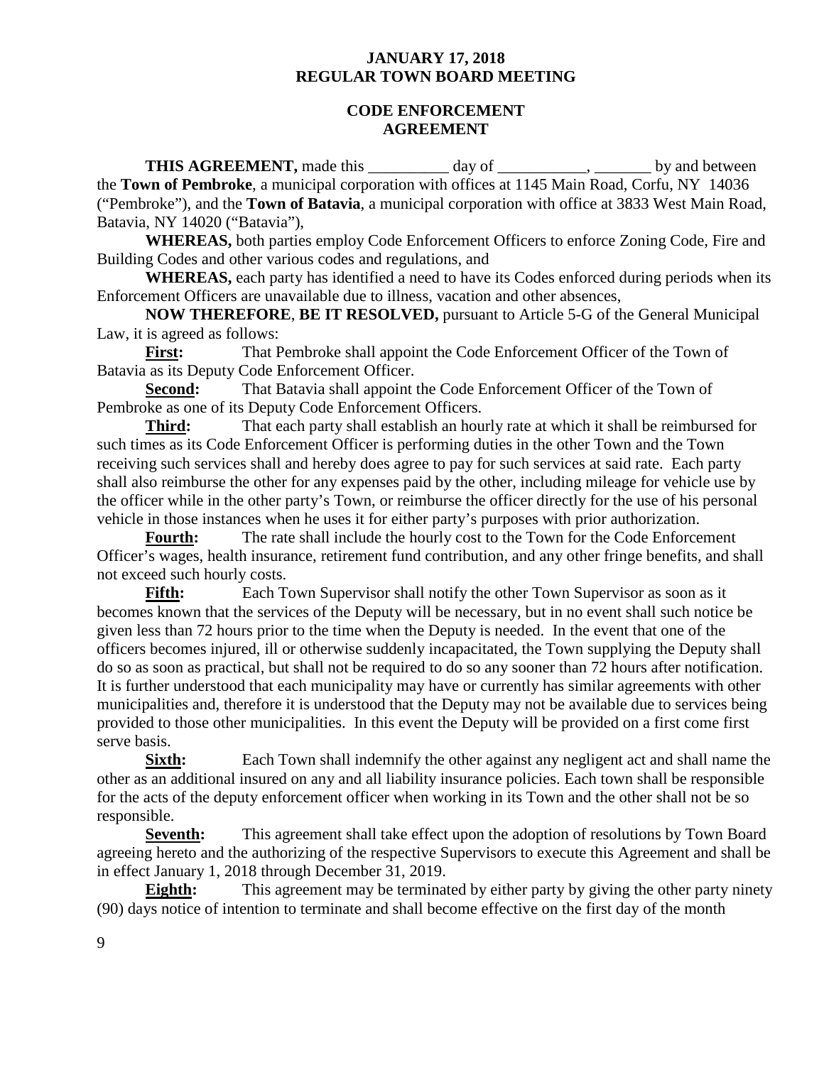**JANUARY 17, 2018**
**REGULAR TOWN BOARD MEETING**

**CODE ENFORCEMENT**
**AGREEMENT**

**THIS AGREEMENT,** made this __________ day of ___________, _______ by and between the **Town of Pembroke**, a municipal corporation with offices at 1145 Main Road, Corfu, NY 14036 ("Pembroke"), and the **Town of Batavia**, a municipal corporation with office at 3833 West Main Road, Batavia, NY 14020 ("Batavia"),

**WHEREAS,** both parties employ Code Enforcement Officers to enforce Zoning Code, Fire and Building Codes and other various codes and regulations, and

**WHEREAS,** each party has identified a need to have its Codes enforced during periods when its Enforcement Officers are unavailable due to illness, vacation and other absences,

**NOW THEREFORE**, **BE IT RESOLVED,** pursuant to Article 5-G of the General Municipal Law, it is agreed as follows:

**First:** That Pembroke shall appoint the Code Enforcement Officer of the Town of Batavia as its Deputy Code Enforcement Officer.

**Second:** That Batavia shall appoint the Code Enforcement Officer of the Town of Pembroke as one of its Deputy Code Enforcement Officers.

**Third:** That each party shall establish an hourly rate at which it shall be reimbursed for such times as its Code Enforcement Officer is performing duties in the other Town and the Town receiving such services shall and hereby does agree to pay for such services at said rate. Each party shall also reimburse the other for any expenses paid by the other, including mileage for vehicle use by the officer while in the other party's Town, or reimburse the officer directly for the use of his personal vehicle in those instances when he uses it for either party's purposes with prior authorization.

**Fourth:** The rate shall include the hourly cost to the Town for the Code Enforcement Officer's wages, health insurance, retirement fund contribution, and any other fringe benefits, and shall not exceed such hourly costs.

**Fifth:** Each Town Supervisor shall notify the other Town Supervisor as soon as it becomes known that the services of the Deputy will be necessary, but in no event shall such notice be given less than 72 hours prior to the time when the Deputy is needed. In the event that one of the officers becomes injured, ill or otherwise suddenly incapacitated, the Town supplying the Deputy shall do so as soon as practical, but shall not be required to do so any sooner than 72 hours after notification. It is further understood that each municipality may have or currently has similar agreements with other municipalities and, therefore it is understood that the Deputy may not be available due to services being provided to those other municipalities. In this event the Deputy will be provided on a first come first serve basis.

**Sixth:** Each Town shall indemnify the other against any negligent act and shall name the other as an additional insured on any and all liability insurance policies. Each town shall be responsible for the acts of the deputy enforcement officer when working in its Town and the other shall not be so responsible.

**Seventh:** This agreement shall take effect upon the adoption of resolutions by Town Board agreeing hereto and the authorizing of the respective Supervisors to execute this Agreement and shall be in effect January 1, 2018 through December 31, 2019.

**Eighth:** This agreement may be terminated by either party by giving the other party ninety (90) days notice of intention to terminate and shall become effective on the first day of the month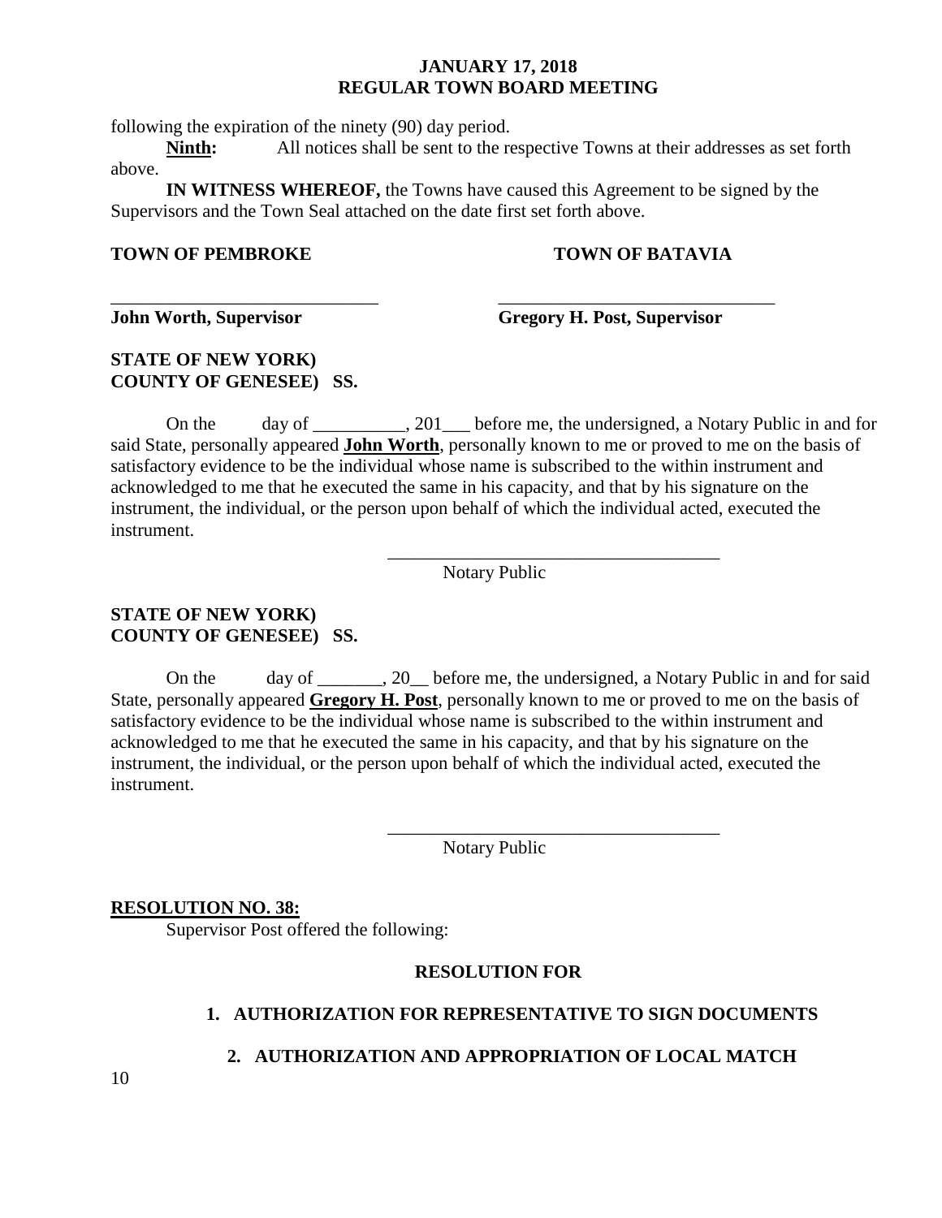following the expiration of the ninety (90) day period.

**Ninth:** All notices shall be sent to the respective Towns at their addresses as set forth above.

**IN WITNESS WHEREOF,** the Towns have caused this Agreement to be signed by the Supervisors and the Town Seal attached on the date first set forth above.

**TOWN OF PEMBROKE** **TOWN OF BATAVIA**

_____________________________ _____________________________

**John Worth, Supervisor** **Gregory H. Post, Supervisor**

**STATE OF NEW YORK)**
**COUNTY OF GENESEE) SS.**

On the day of __________, 201___ before me, the undersigned, a Notary Public in and for said State, personally appeared **John Worth**, personally known to me or proved to me on the basis of satisfactory evidence to be the individual whose name is subscribed to the within instrument and acknowledged to me that he executed the same in his capacity, and that by his signature on the instrument, the individual, or the person upon behalf of which the individual acted, executed the instrument.

_____________________________________
Notary Public

**STATE OF NEW YORK)**
**COUNTY OF GENESEE) SS.**

On the day of _______, 20__ before me, the undersigned, a Notary Public in and for said State, personally appeared **Gregory H. Post**, personally known to me or proved to me on the basis of satisfactory evidence to be the individual whose name is subscribed to the within instrument and acknowledged to me that he executed the same in his capacity, and that by his signature on the instrument, the individual, or the person upon behalf of which the individual acted, executed the instrument.

_____________________________________
Notary Public

**RESOLUTION NO. 38:**

Supervisor Post offered the following:

**RESOLUTION FOR**

1. **AUTHORIZATION FOR REPRESENTATIVE TO SIGN DOCUMENTS**
2. **AUTHORIZATION AND APPROPRIATION OF LOCAL MATCH**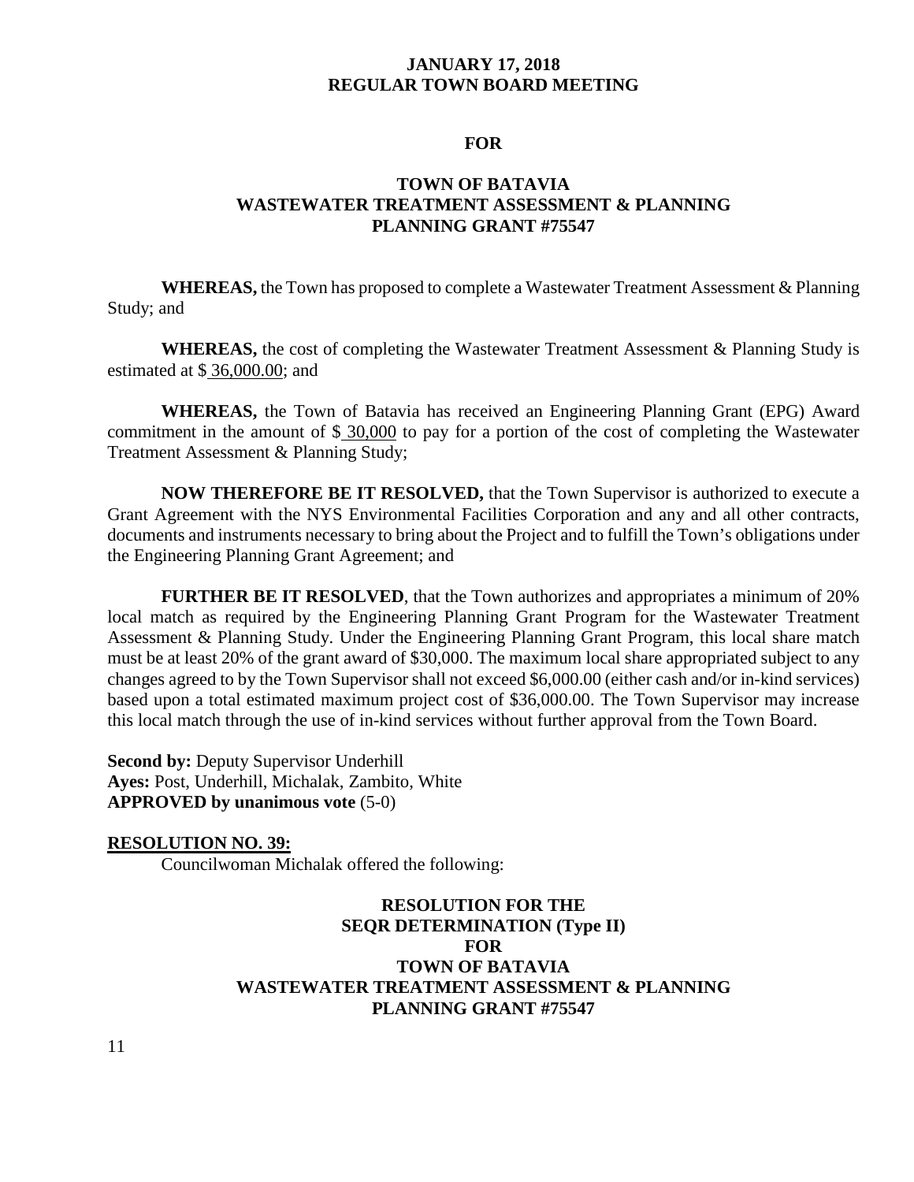**JANUARY 17, 2018**
**REGULAR TOWN BOARD MEETING**

**FOR**

**TOWN OF BATAVIA**
**WASTEWATER TREATMENT ASSESSMENT & PLANNING**
**PLANNING GRANT #75547**

**WHEREAS,** the Town has proposed to complete a Wastewater Treatment Assessment & Planning Study; and

**WHEREAS,** the cost of completing the Wastewater Treatment Assessment & Planning Study is estimated at $ 36,000.00; and

**WHEREAS,** the Town of Batavia has received an Engineering Planning Grant (EPG) Award commitment in the amount of $ 30,000 to pay for a portion of the cost of completing the Wastewater Treatment Assessment & Planning Study;

**NOW THEREFORE BE IT RESOLVED,** that the Town Supervisor is authorized to execute a Grant Agreement with the NYS Environmental Facilities Corporation and any and all other contracts, documents and instruments necessary to bring about the Project and to fulfill the Town's obligations under the Engineering Planning Grant Agreement; and

**FURTHER BE IT RESOLVED**, that the Town authorizes and appropriates a minimum of 20% local match as required by the Engineering Planning Grant Program for the Wastewater Treatment Assessment & Planning Study. Under the Engineering Planning Grant Program, this local share match must be at least 20% of the grant award of $30,000. The maximum local share appropriated subject to any changes agreed to by the Town Supervisor shall not exceed $6,000.00 (either cash and/or in-kind services) based upon a total estimated maximum project cost of $36,000.00. The Town Supervisor may increase this local match through the use of in-kind services without further approval from the Town Board.

**Second by:** Deputy Supervisor Underhill
**Ayes:** Post, Underhill, Michalak, Zambito, White
**APPROVED by unanimous vote** (5-0)

**RESOLUTION NO. 39:**

Councilwoman Michalak offered the following:

**RESOLUTION FOR THE**
**SEQR DETERMINATION (Type II)**
**FOR**
**TOWN OF BATAVIA**
**WASTEWATER TREATMENT ASSESSMENT & PLANNING**
**PLANNING GRANT #75547**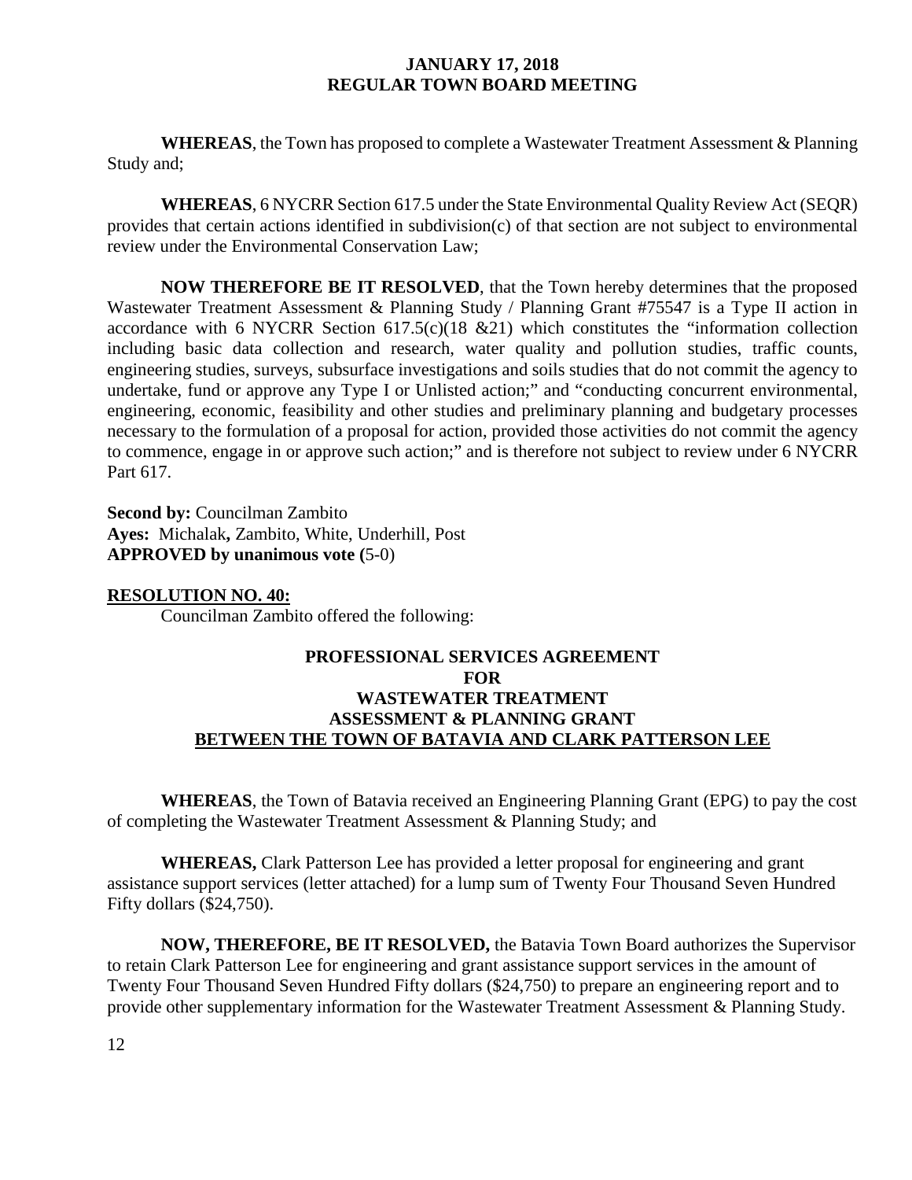**WHEREAS**, the Town has proposed to complete a Wastewater Treatment Assessment & Planning Study and;

**WHEREAS**, 6 NYCRR Section 617.5 under the State Environmental Quality Review Act (SEQR) provides that certain actions identified in subdivision(c) of that section are not subject to environmental review under the Environmental Conservation Law;

**NOW THEREFORE BE IT RESOLVED**, that the Town hereby determines that the proposed Wastewater Treatment Assessment & Planning Study / Planning Grant #75547 is a Type II action in accordance with 6 NYCRR Section 617.5(c)(18 &21) which constitutes the "information collection including basic data collection and research, water quality and pollution studies, traffic counts, engineering studies, surveys, subsurface investigations and soils studies that do not commit the agency to undertake, fund or approve any Type I or Unlisted action;" and "conducting concurrent environmental, engineering, economic, feasibility and other studies and preliminary planning and budgetary processes necessary to the formulation of a proposal for action, provided those activities do not commit the agency to commence, engage in or approve such action;" and is therefore not subject to review under 6 NYCRR Part 617.

**Second by:** Councilman Zambito
**Ayes:** Michalak**,** Zambito, White, Underhill, Post
**APPROVED by unanimous vote (**5-0)

**RESOLUTION NO. 40:**

Councilman Zambito offered the following:

**PROFESSIONAL SERVICES AGREEMENT FOR WASTEWATER TREATMENT ASSESSMENT & PLANNING GRANT BETWEEN THE TOWN OF BATAVIA AND CLARK PATTERSON LEE**

**WHEREAS**, the Town of Batavia received an Engineering Planning Grant (EPG) to pay the cost of completing the Wastewater Treatment Assessment & Planning Study; and

**WHEREAS,** Clark Patterson Lee has provided a letter proposal for engineering and grant assistance support services (letter attached) for a lump sum of Twenty Four Thousand Seven Hundred Fifty dollars ($24,750).

**NOW, THEREFORE, BE IT RESOLVED,** the Batavia Town Board authorizes the Supervisor to retain Clark Patterson Lee for engineering and grant assistance support services in the amount of Twenty Four Thousand Seven Hundred Fifty dollars ($24,750) to prepare an engineering report and to provide other supplementary information for the Wastewater Treatment Assessment & Planning Study.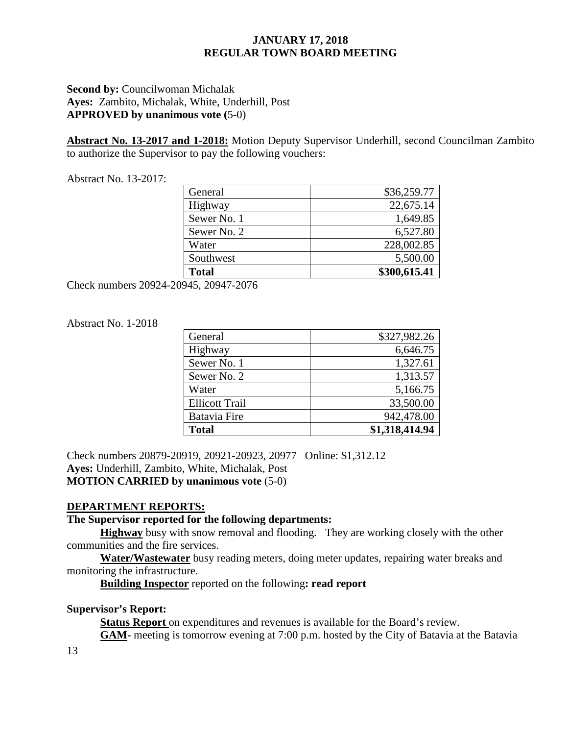**Second by:** Councilwoman Michalak
**Ayes:** Zambito, Michalak, White, Underhill, Post
**APPROVED by unanimous vote (**5-0)

**Abstract No. 13-2017 and 1-2018:** Motion Deputy Supervisor Underhill, second Councilman Zambito to authorize the Supervisor to pay the following vouchers:

Abstract No. 13-2017:

| | |
|---|---|
| General | $36,259.77 |
| Highway | 22,675.14 |
| Sewer No. 1 | 1,649.85 |
| Sewer No. 2 | 6,527.80 |
| Water | 228,002.85 |
| Southwest | 5,500.00 |
| **Total** | **$300,615.41** |

Check numbers 20924-20945, 20947-2076

Abstract No. 1-2018

| | |
|---|---|
| General | $327,982.26 |
| Highway | 6,646.75 |
| Sewer No. 1 | 1,327.61 |
| Sewer No. 2 | 1,313.57 |
| Water | 5,166.75 |
| Ellicott Trail | 33,500.00 |
| Batavia Fire | 942,478.00 |
| **Total** | **$1,318,414.94** |

Check numbers 20879-20919, 20921-20923, 20977 Online: $1,312.12
**Ayes:** Underhill, Zambito, White, Michalak, Post
**MOTION CARRIED by unanimous vote** (5-0)

## DEPARTMENT REPORTS:

**The Supervisor reported for the following departments:**

**Highway** busy with snow removal and flooding. They are working closely with the other communities and the fire services.

**Water/Wastewater** busy reading meters, doing meter updates, repairing water breaks and monitoring the infrastructure.

**Building Inspector** reported on the following**: read report**

**Supervisor's Report:**

**Status Report** on expenditures and revenues is available for the Board's review.

**GAM**- meeting is tomorrow evening at 7:00 p.m. hosted by the City of Batavia at the Batavia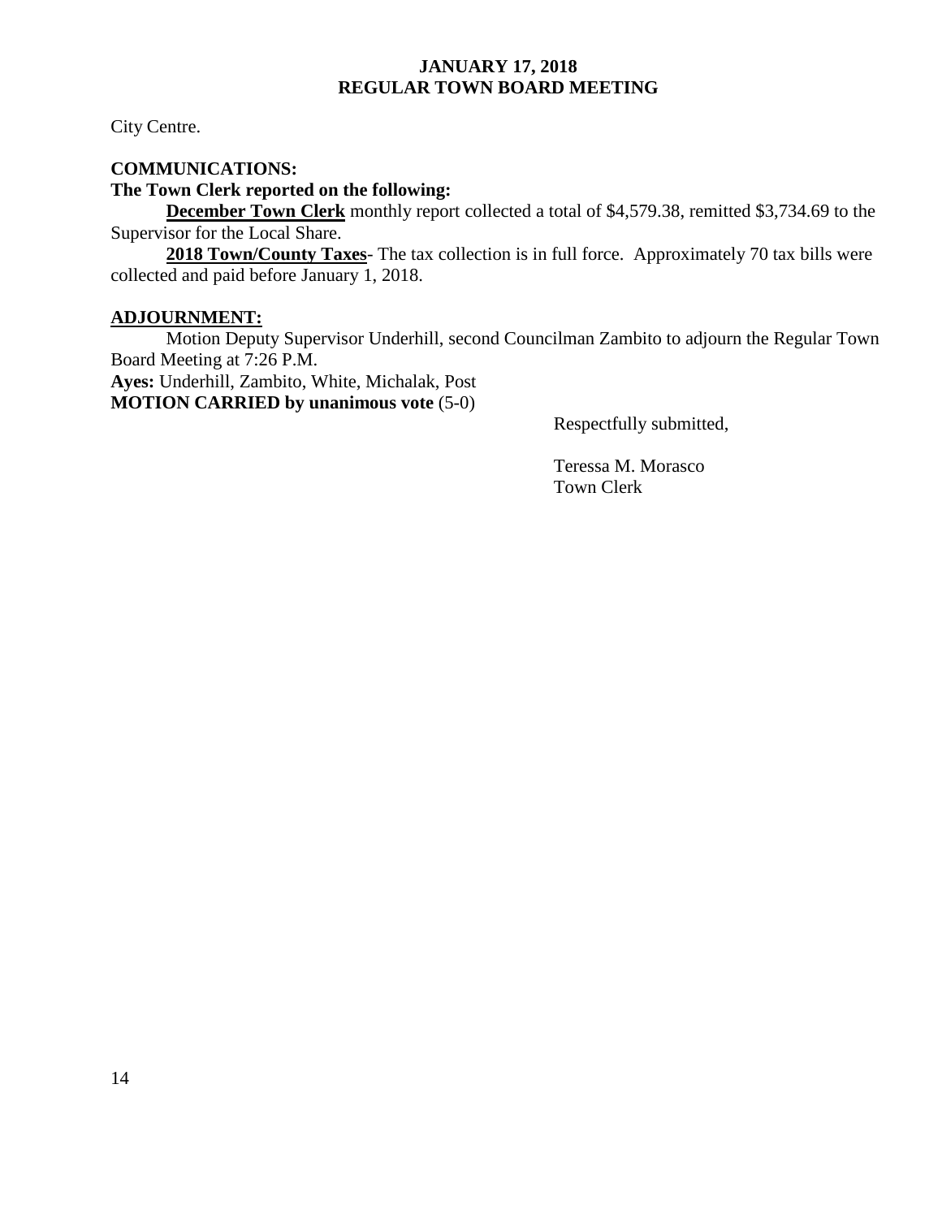City Centre.

**COMMUNICATIONS:**

**The Town Clerk reported on the following:**

**December Town Clerk** monthly report collected a total of $4,579.38, remitted $3,734.69 to the Supervisor for the Local Share.

**2018 Town/County Taxes**- The tax collection is in full force. Approximately 70 tax bills were collected and paid before January 1, 2018.

**ADJOURNMENT:**

Motion Deputy Supervisor Underhill, second Councilman Zambito to adjourn the Regular Town Board Meeting at 7:26 P.M.

**Ayes:** Underhill, Zambito, White, Michalak, Post

**MOTION CARRIED by unanimous vote** (5-0)

Respectfully submitted,

Teressa M. Morasco
Town Clerk